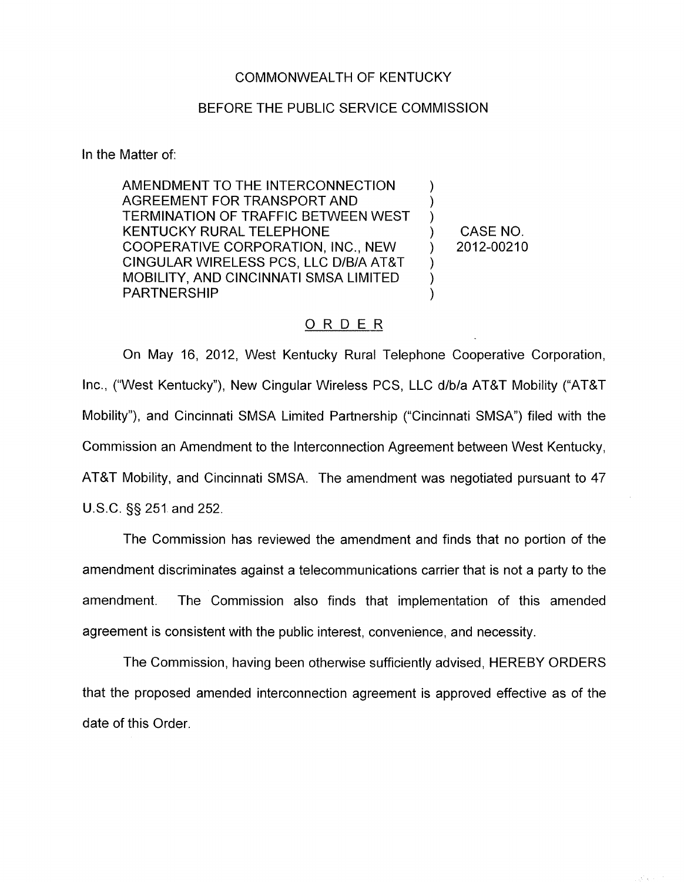COMMONWEALTH OF KENTUCKY

BEFORE THE PUBLIC SERVICE COMMISSION

In the Matter of:

| | | |
|---|---|---|
| AMENDMENT TO THE INTERCONNECTION AGREEMENT FOR TRANSPORT AND TERMINATION OF TRAFFIC BETWEEN WEST KENTUCKY RURAL TELEPHONE COOPERATIVE CORPORATION, INC., NEW CINGULAR WIRELESS PCS, LLC D/B/A AT&T MOBILITY, AND CINCINNATI SMSA LIMITED PARTNERSHIP | ) | CASE NO. 2012-00210 |

## ORDER

On May 16, 2012, West Kentucky Rural Telephone Cooperative Corporation, Inc., ("West Kentucky"), New Cingular Wireless PCS, LLC d/b/a AT&T Mobility ("AT&T Mobility"), and Cincinnati SMSA Limited Partnership ("Cincinnati SMSA") filed with the Commission an Amendment to the Interconnection Agreement between West Kentucky, AT&T Mobility, and Cincinnati SMSA. The amendment was negotiated pursuant to 47 U.S.C. §§ 251 and 252.

The Commission has reviewed the amendment and finds that no portion of the amendment discriminates against a telecommunications carrier that is not a party to the amendment. The Commission also finds that implementation of this amended agreement is consistent with the public interest, convenience, and necessity.

The Commission, having been otherwise sufficiently advised, HEREBY ORDERS that the proposed amended interconnection agreement is approved effective as of the date of this Order.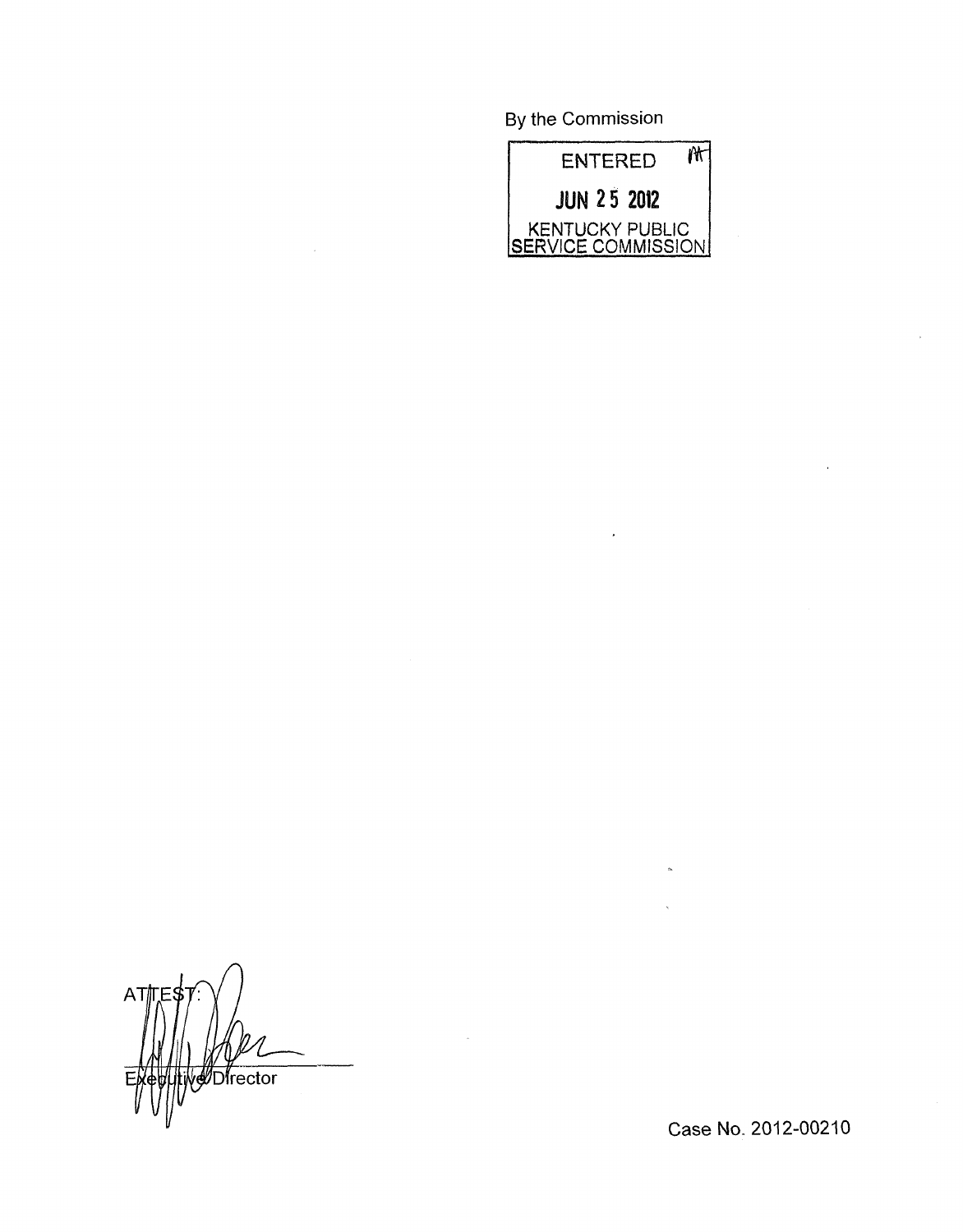By the Commission

ENTERED

JUN 25 2012

KENTUCKY PUBLIC SERVICE COMMISSION

ATTEST:

Executive Director

Case No. 2012-00210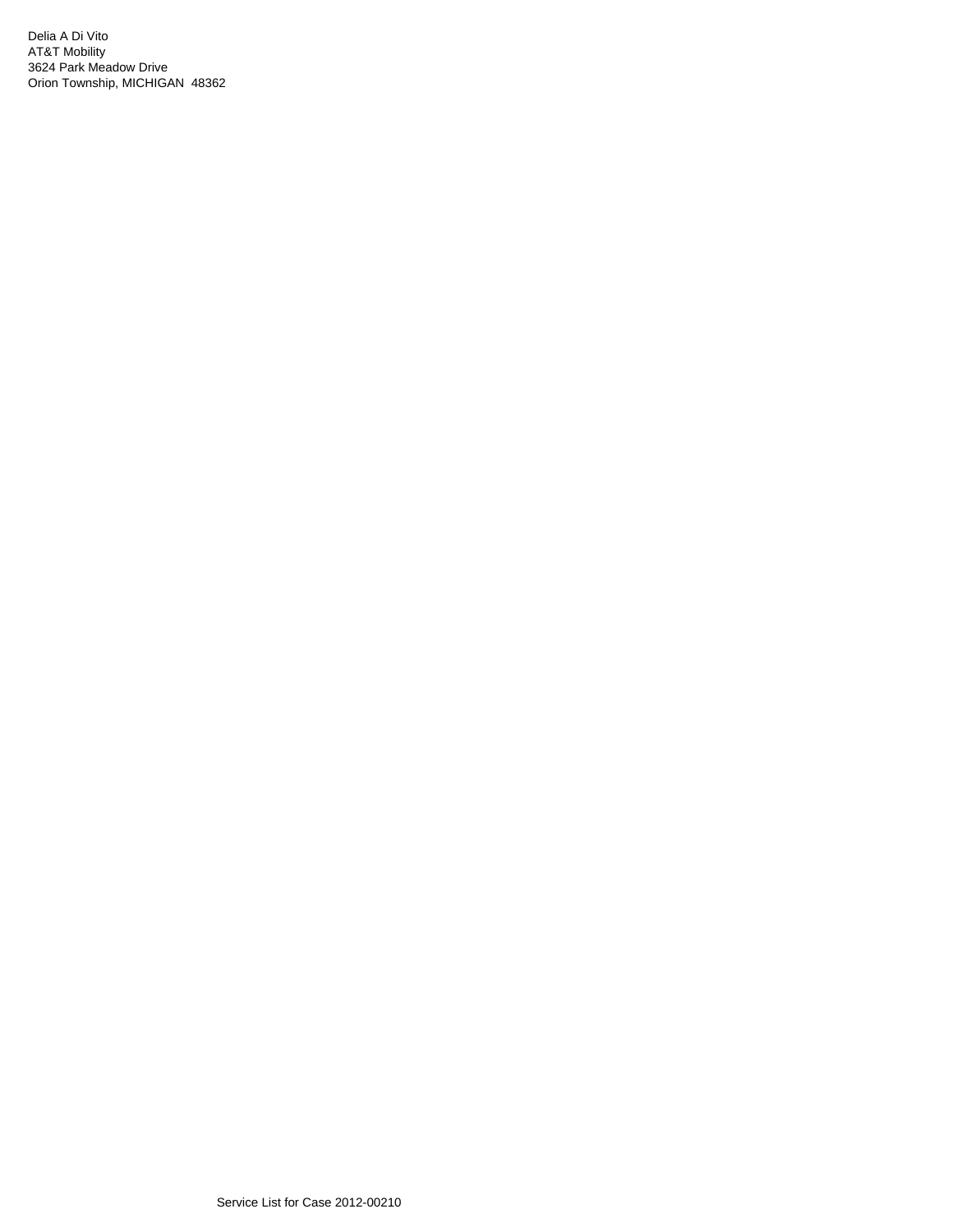Delia A Di Vito
AT&T Mobility
3624 Park Meadow Drive
Orion Township, MICHIGAN 48362